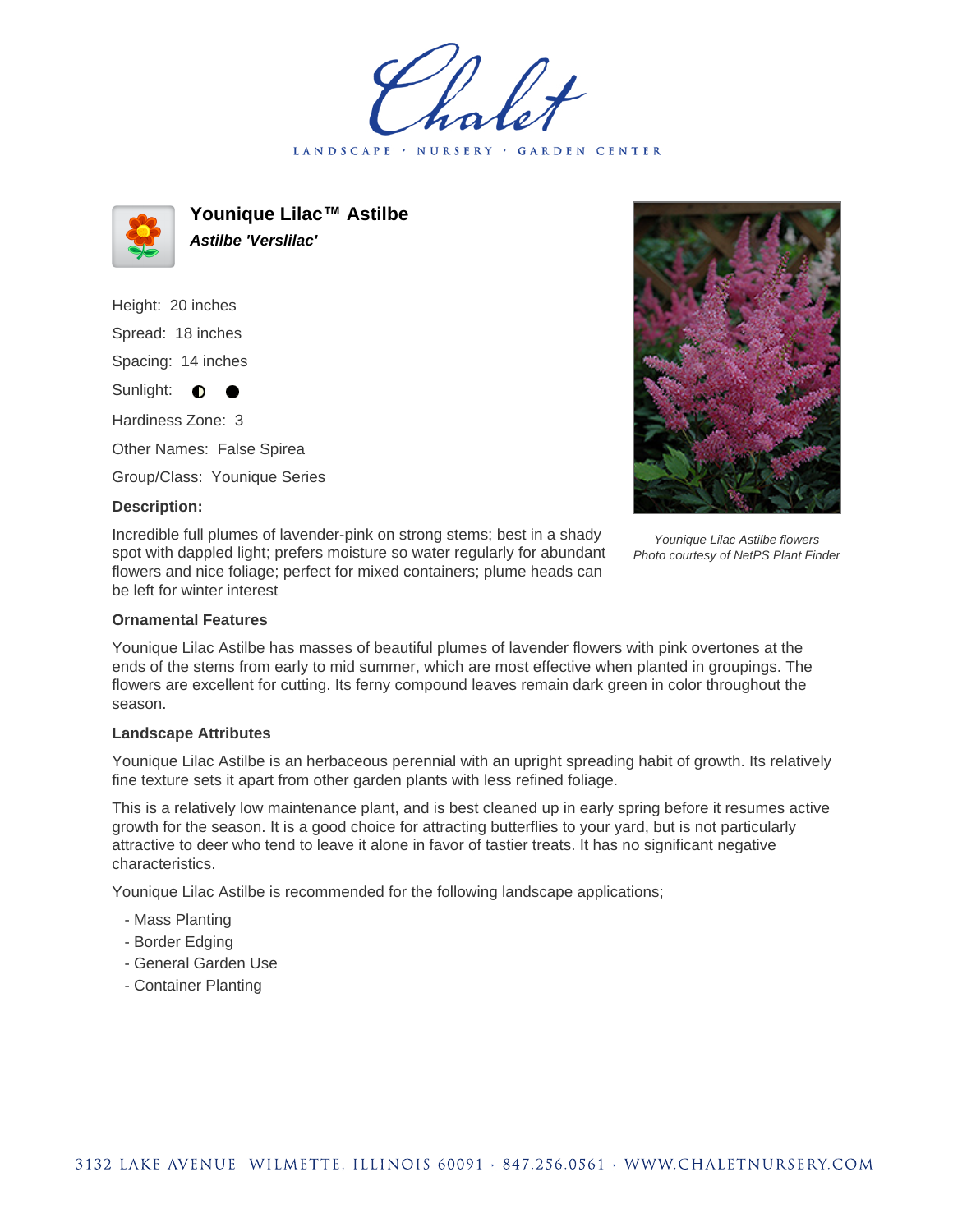Chalet

LANDSCAPE · NURSERY · GARDEN CENTER

# Younique Lilac™ Astilbe

***Astilbe 'Verslilac'***

Height: 20 inches

Spread: 18 inches

Spacing: 14 inches

Sunlight: ◐ ●

Hardiness Zone: 3

Other Names: False Spirea

Group/Class: Younique Series

**Description:**

Incredible full plumes of lavender-pink on strong stems; best in a shady spot with dappled light; prefers moisture so water regularly for abundant flowers and nice foliage; perfect for mixed containers; plume heads can be left for winter interest

*Younique Lilac Astilbe flowers*
*Photo courtesy of NetPS Plant Finder*

**Ornamental Features**

Younique Lilac Astilbe has masses of beautiful plumes of lavender flowers with pink overtones at the ends of the stems from early to mid summer, which are most effective when planted in groupings. The flowers are excellent for cutting. Its ferny compound leaves remain dark green in color throughout the season.

**Landscape Attributes**

Younique Lilac Astilbe is an herbaceous perennial with an upright spreading habit of growth. Its relatively fine texture sets it apart from other garden plants with less refined foliage.

This is a relatively low maintenance plant, and is best cleaned up in early spring before it resumes active growth for the season. It is a good choice for attracting butterflies to your yard, but is not particularly attractive to deer who tend to leave it alone in favor of tastier treats. It has no significant negative characteristics.

Younique Lilac Astilbe is recommended for the following landscape applications;

- Mass Planting
- Border Edging
- General Garden Use
- Container Planting

3132 LAKE AVENUE WILMETTE, ILLINOIS 60091 · 847.256.0561 · WWW.CHALETNURSERY.COM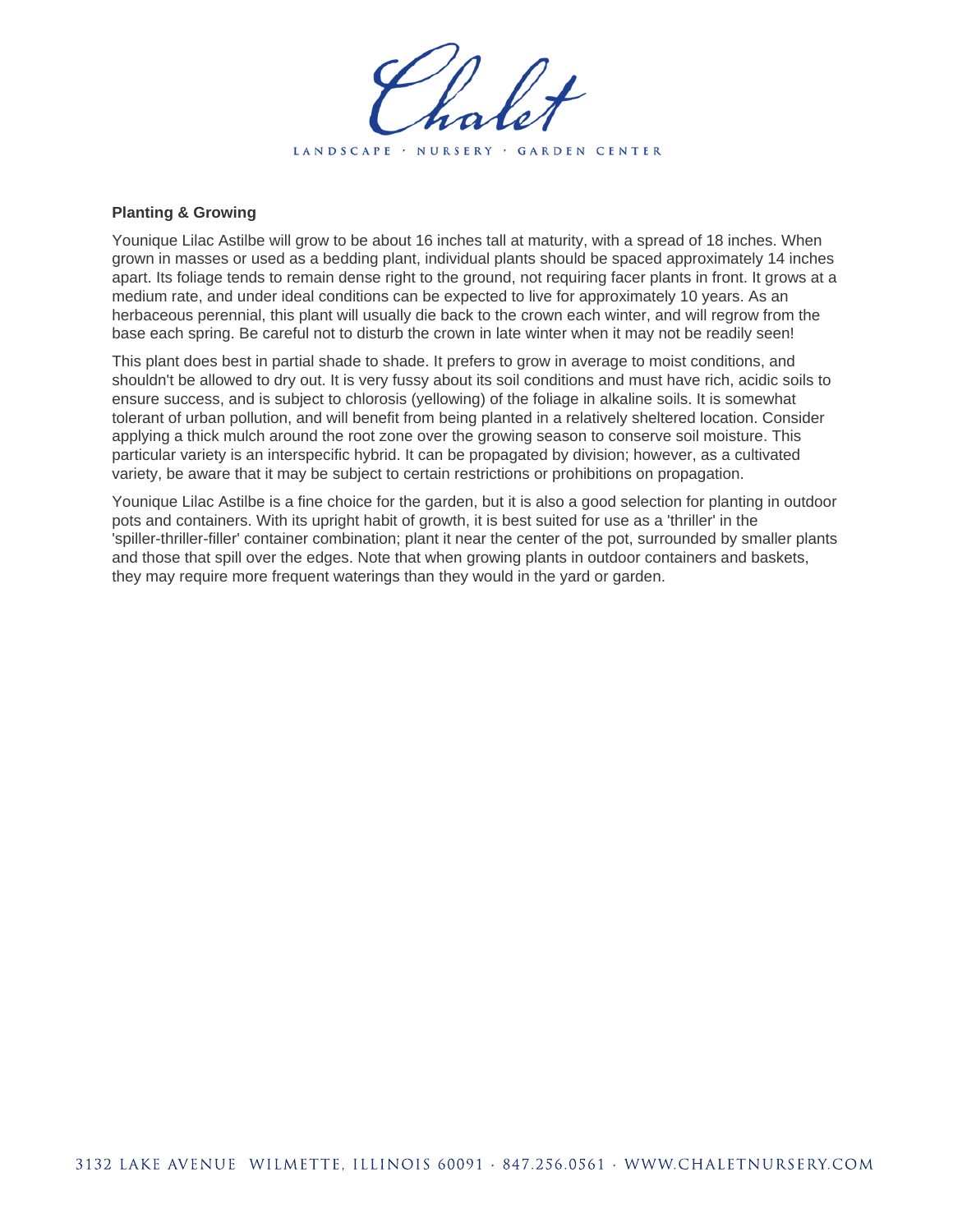**Planting & Growing**

Younique Lilac Astilbe will grow to be about 16 inches tall at maturity, with a spread of 18 inches. When grown in masses or used as a bedding plant, individual plants should be spaced approximately 14 inches apart. Its foliage tends to remain dense right to the ground, not requiring facer plants in front. It grows at a medium rate, and under ideal conditions can be expected to live for approximately 10 years. As an herbaceous perennial, this plant will usually die back to the crown each winter, and will regrow from the base each spring. Be careful not to disturb the crown in late winter when it may not be readily seen!

This plant does best in partial shade to shade. It prefers to grow in average to moist conditions, and shouldn't be allowed to dry out. It is very fussy about its soil conditions and must have rich, acidic soils to ensure success, and is subject to chlorosis (yellowing) of the foliage in alkaline soils. It is somewhat tolerant of urban pollution, and will benefit from being planted in a relatively sheltered location. Consider applying a thick mulch around the root zone over the growing season to conserve soil moisture. This particular variety is an interspecific hybrid. It can be propagated by division; however, as a cultivated variety, be aware that it may be subject to certain restrictions or prohibitions on propagation.

Younique Lilac Astilbe is a fine choice for the garden, but it is also a good selection for planting in outdoor pots and containers. With its upright habit of growth, it is best suited for use as a 'thriller' in the 'spiller-thriller-filler' container combination; plant it near the center of the pot, surrounded by smaller plants and those that spill over the edges. Note that when growing plants in outdoor containers and baskets, they may require more frequent waterings than they would in the yard or garden.